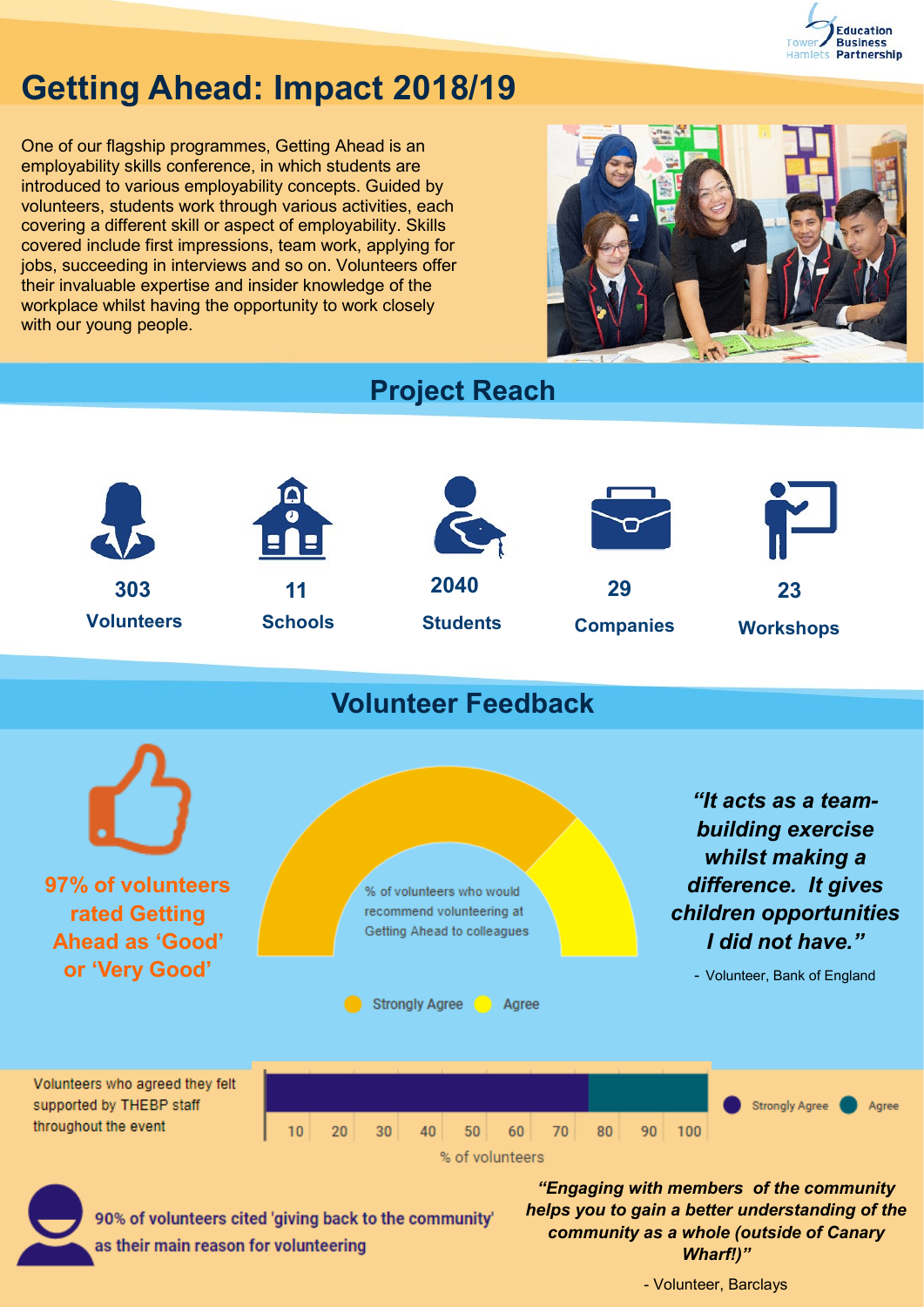Tower Hamlets Education Business Partnership

# Getting Ahead: Impact 2018/19

One of our flagship programmes, Getting Ahead is an employability skills conference, in which students are introduced to various employability concepts. Guided by volunteers, students work through various activities, each covering a different skill or aspect of employability. Skills covered include first impressions, team work, applying for jobs, succeeding in interviews and so on. Volunteers offer their invaluable expertise and insider knowledge of the workplace whilst having the opportunity to work closely with our young people.

## Project Reach

- **303** Volunteers
- **11** Schools
- **2040** Students
- **29** Companies
- **23** Workshops

## Volunteer Feedback

**97% of volunteers rated Getting Ahead as 'Good' or 'Very Good'**

% of volunteers who would recommend volunteering at Getting Ahead to colleagues

Strongly Agree | Agree

***"It acts as a team-building exercise whilst making a difference. It gives children opportunities I did not have."***

- Volunteer, Bank of England

Volunteers who agreed they felt supported by THEBP staff throughout the event

Strongly Agree | Agree

10 | 20 | 30 | 40 | 50 | 60 | 70 | 80 | 90 | 100

% of volunteers

90% of volunteers cited 'giving back to the community' as their main reason for volunteering

***"Engaging with members of the community helps you to gain a better understanding of the community as a whole (outside of Canary Wharf!)"***

- Volunteer, Barclays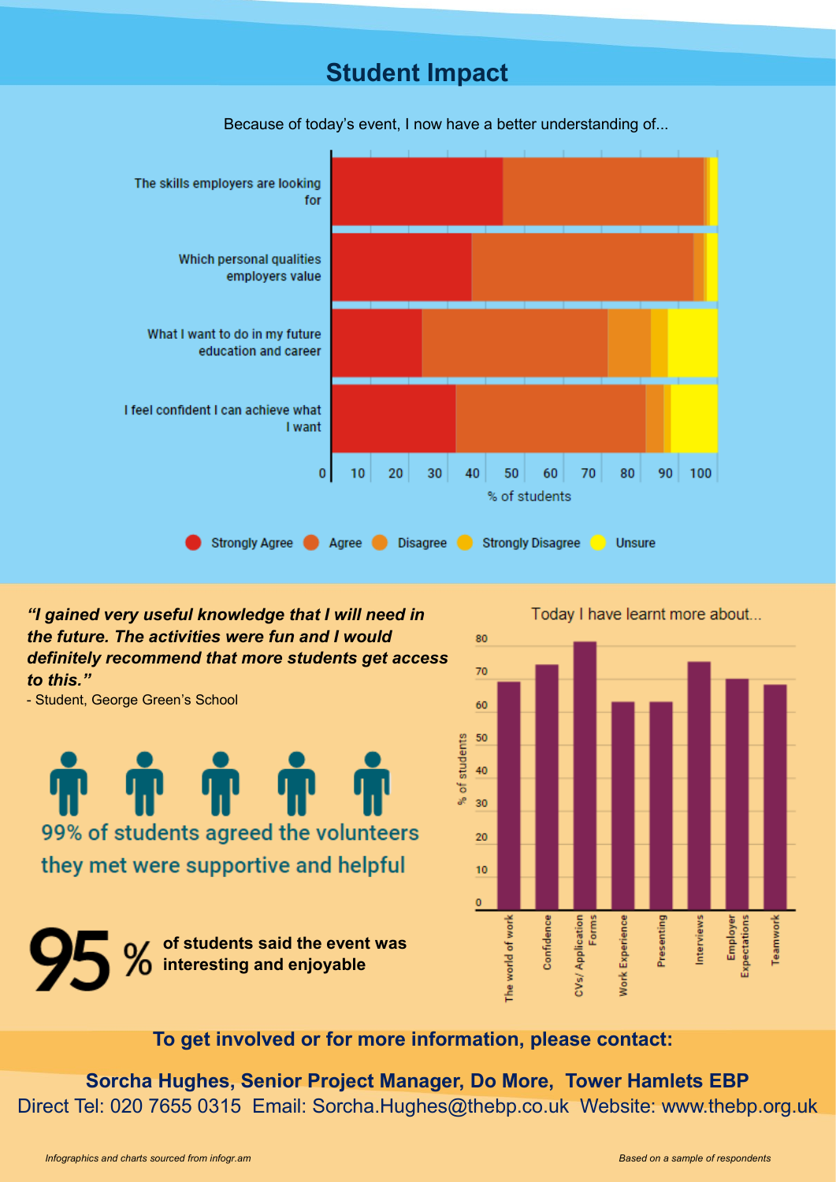## Student Impact

Because of today's event, I now have a better understanding of...

The skills employers are looking for

Which personal qualities employers value

What I want to do in my future education and career

I feel confident I can achieve what I want

0 10 20 30 40 50 60 70 80 90 100

% of students

Strongly Agree Agree Disagree Strongly Disagree Unsure

***"I gained very useful knowledge that I will need in the future. The activities were fun and I would definitely recommend that more students get access to this."***

- Student, George Green's School

99% of students agreed the volunteers they met were supportive and helpful

**95 %** **of students said the event was interesting and enjoyable**

Today I have learnt more about...

80 70 60 50 40 30 20 10 0

% of students

The world of work, Confidence, CVs/ Application Forms, Work Experience, Presenting, Interviews, Employer Expectations, Teamwork

**To get involved or for more information, please contact:**

**Sorcha Hughes, Senior Project Manager, Do More, Tower Hamlets EBP**

Direct Tel: 020 7655 0315 Email: Sorcha.Hughes@thebp.co.uk Website: www.thebp.org.uk

*Infographics and charts sourced from infogr.am*

*Based on a sample of respondents*